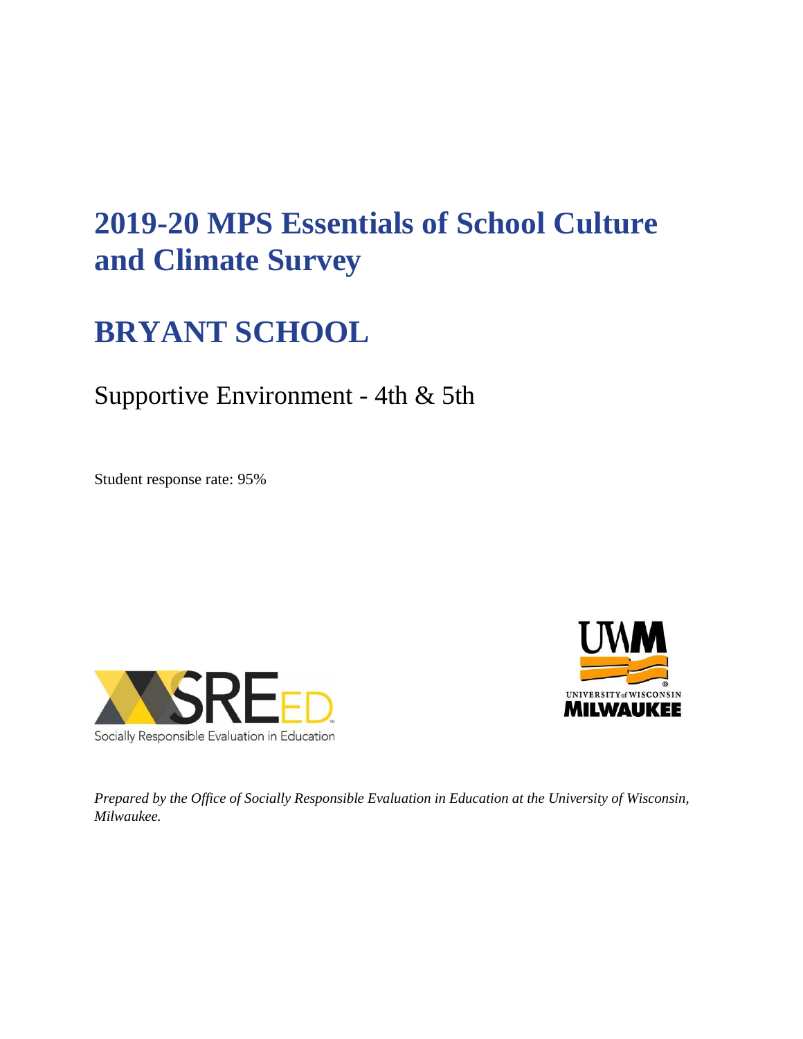# 2019-20 MPS Essentials of School Culture and Climate Survey

# BRYANT SCHOOL

## Supportive Environment - 4th & 5th

Student response rate: 95%

Socially Responsible Evaluation in Education

UNIVERSITY of WISCONSIN MILWAUKEE

*Prepared by the Office of Socially Responsible Evaluation in Education at the University of Wisconsin, Milwaukee.*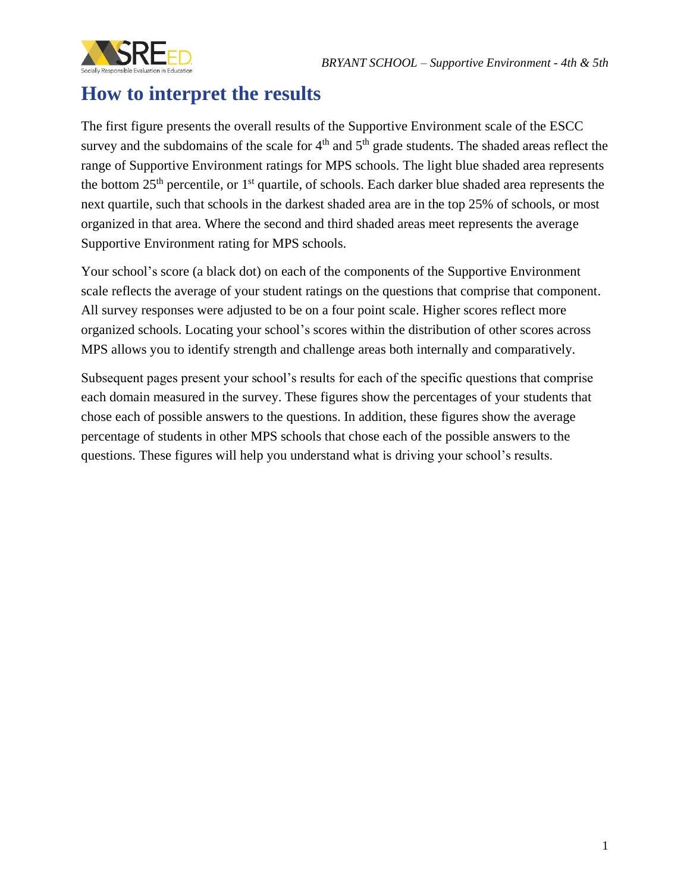# How to interpret the results

The first figure presents the overall results of the Supportive Environment scale of the ESCC survey and the subdomains of the scale for 4th and 5th grade students. The shaded areas reflect the range of Supportive Environment ratings for MPS schools. The light blue shaded area represents the bottom 25th percentile, or 1st quartile, of schools. Each darker blue shaded area represents the next quartile, such that schools in the darkest shaded area are in the top 25% of schools, or most organized in that area. Where the second and third shaded areas meet represents the average Supportive Environment rating for MPS schools.

Your school's score (a black dot) on each of the components of the Supportive Environment scale reflects the average of your student ratings on the questions that comprise that component. All survey responses were adjusted to be on a four point scale. Higher scores reflect more organized schools. Locating your school's scores within the distribution of other scores across MPS allows you to identify strength and challenge areas both internally and comparatively.

Subsequent pages present your school's results for each of the specific questions that comprise each domain measured in the survey. These figures show the percentages of your students that chose each of possible answers to the questions. In addition, these figures show the average percentage of students in other MPS schools that chose each of the possible answers to the questions. These figures will help you understand what is driving your school's results.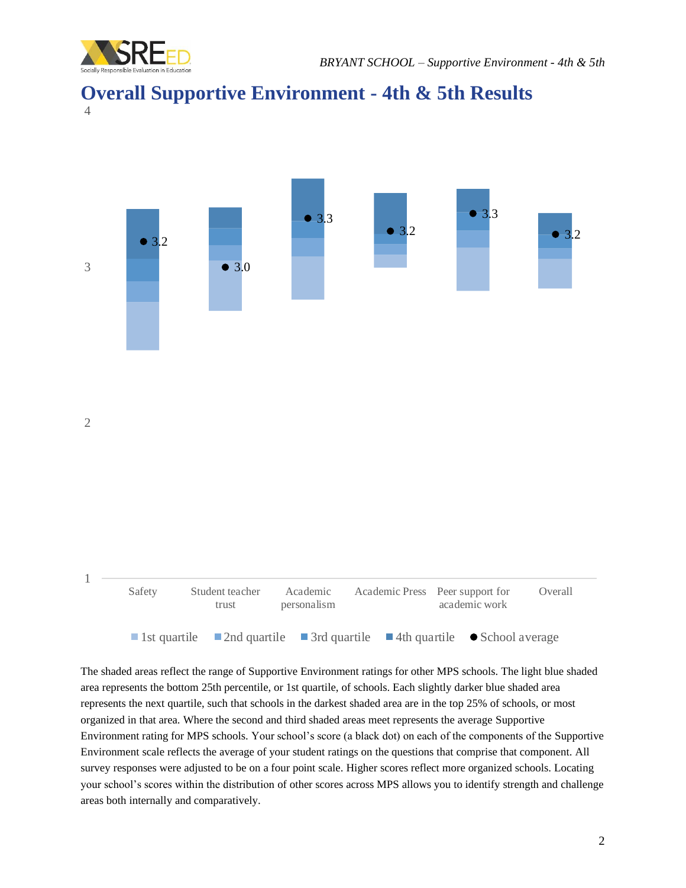# Overall Supportive Environment - 4th & 5th Results

4

3

2

1

| | Safety | Student teacher trust | Academic personalism | Academic Press | Peer support for academic work | Overall |
|---|---|---|---|---|---|---|
| School average | 3.2 | 3.0 | 3.3 | 3.2 | 3.3 | 3.2 |

1st quartile | 2nd quartile | 3rd quartile | 4th quartile | ● School average

The shaded areas reflect the range of Supportive Environment ratings for other MPS schools. The light blue shaded area represents the bottom 25th percentile, or 1st quartile, of schools. Each slightly darker blue shaded area represents the next quartile, such that schools in the darkest shaded area are in the top 25% of schools, or most organized in that area. Where the second and third shaded areas meet represents the average Supportive Environment rating for MPS schools. Your school's score (a black dot) on each of the components of the Supportive Environment scale reflects the average of your student ratings on the questions that comprise that component. All survey responses were adjusted to be on a four point scale. Higher scores reflect more organized schools. Locating your school's scores within the distribution of other scores across MPS allows you to identify strength and challenge areas both internally and comparatively.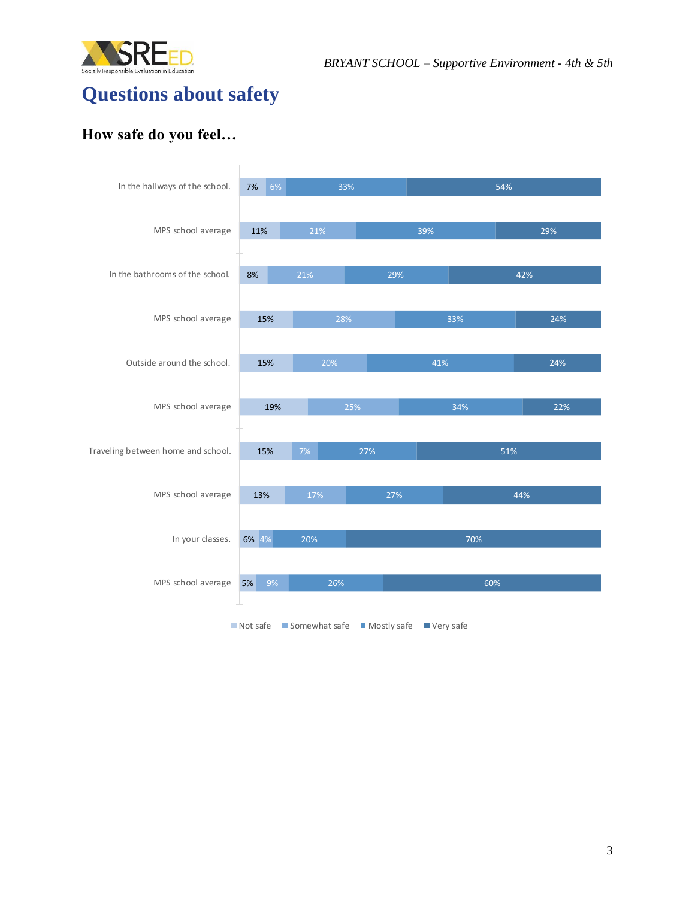# Questions about safety

## How safe do you feel…

| | Not safe | Somewhat safe | Mostly safe | Very safe |
|---|---|---|---|---|
| In the hallways of the school. | 7% | 6% | 33% | 54% |
| MPS school average | 11% | 21% | 39% | 29% |
| In the bathrooms of the school. | 8% | 21% | 29% | 42% |
| MPS school average | 15% | 28% | 33% | 24% |
| Outside around the school. | 15% | 20% | 41% | 24% |
| MPS school average | 19% | 25% | 34% | 22% |
| Traveling between home and school. | 15% | 7% | 27% | 51% |
| MPS school average | 13% | 17% | 27% | 44% |
| In your classes. | 6% | 4% | 20% | 70% |
| MPS school average | 5% | 9% | 26% | 60% |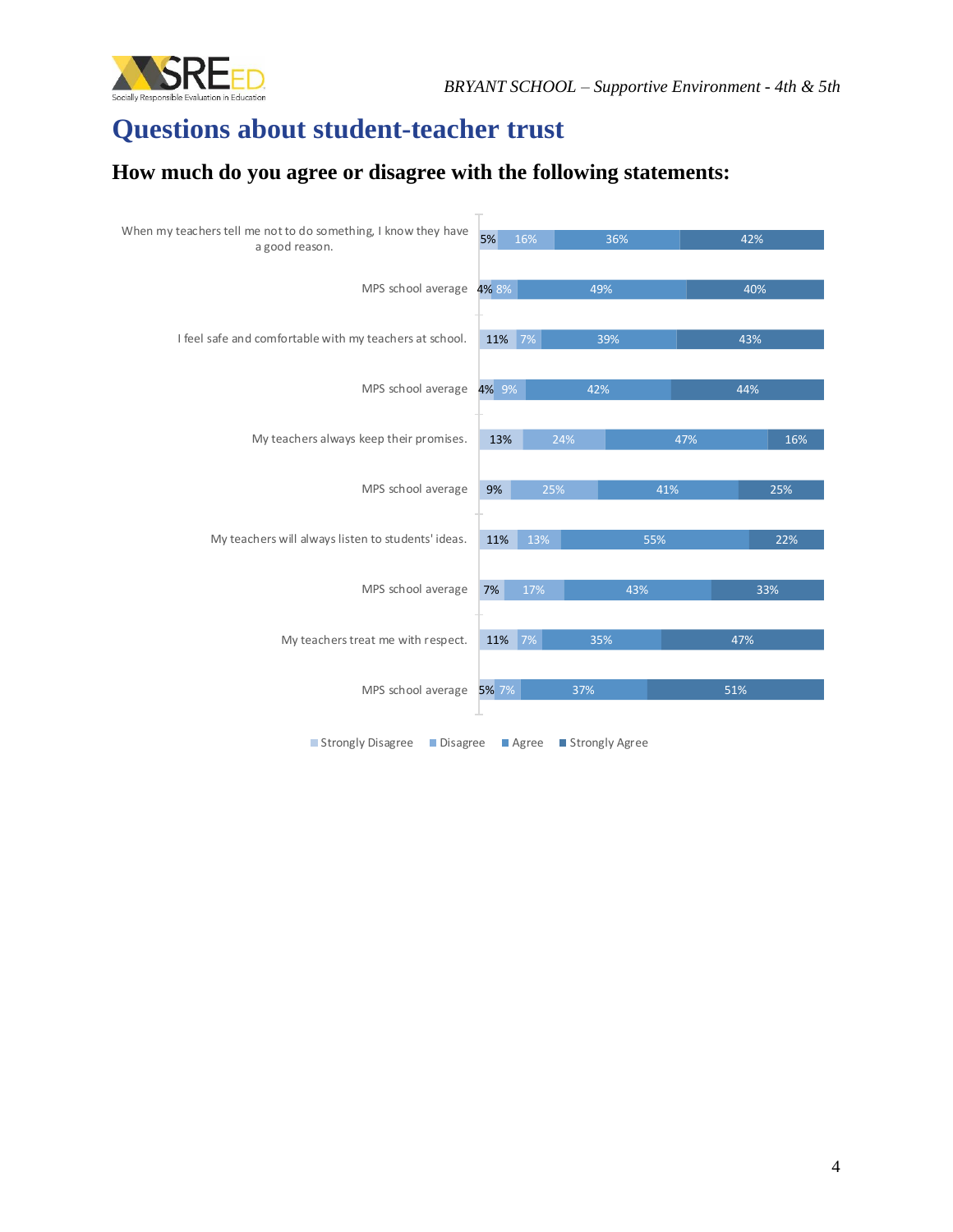# Questions about student-teacher trust

## How much do you agree or disagree with the following statements:

| Statement | Strongly Disagree | Disagree | Agree | Strongly Agree |
|---|---|---|---|---|
| When my teachers tell me not to do something, I know they have a good reason. | 5% | 16% | 36% | 42% |
| MPS school average | 4% | 8% | 49% | 40% |
| I feel safe and comfortable with my teachers at school. | 11% | 7% | 39% | 43% |
| MPS school average | 4% | 9% | 42% | 44% |
| My teachers always keep their promises. | 13% | 24% | 47% | 16% |
| MPS school average | 9% | 25% | 41% | 25% |
| My teachers will always listen to students' ideas. | 11% | 13% | 55% | 22% |
| MPS school average | 7% | 17% | 43% | 33% |
| My teachers treat me with respect. | 11% | 7% | 35% | 47% |
| MPS school average | 5% | 7% | 37% | 51% |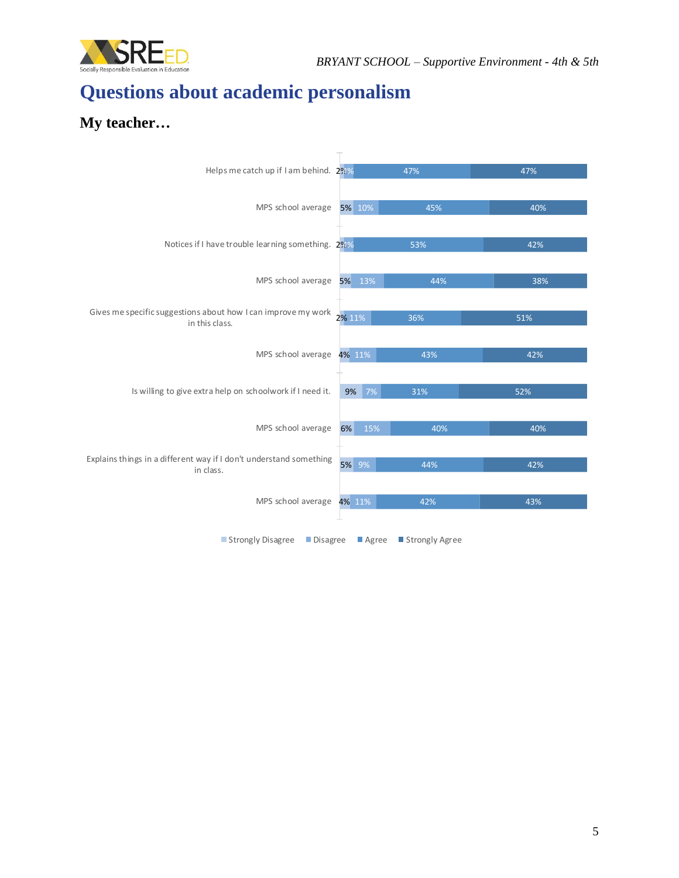# Questions about academic personalism

## My teacher…

| | Strongly Disagree | Disagree | Agree | Strongly Agree |
|---|---|---|---|---|
| Helps me catch up if I am behind. | 2% | 4% | 47% | 47% |
| MPS school average | 5% | 10% | 45% | 40% |
| Notices if I have trouble learning something. | 2% | 4% | 53% | 42% |
| MPS school average | 5% | 13% | 44% | 38% |
| Gives me specific suggestions about how I can improve my work in this class. | 2% | 11% | 36% | 51% |
| MPS school average | 4% | 11% | 43% | 42% |
| Is willing to give extra help on schoolwork if I need it. | 9% | 7% | 31% | 52% |
| MPS school average | 6% | 15% | 40% | 40% |
| Explains things in a different way if I don't understand something in class. | 5% | 9% | 44% | 42% |
| MPS school average | 4% | 11% | 42% | 43% |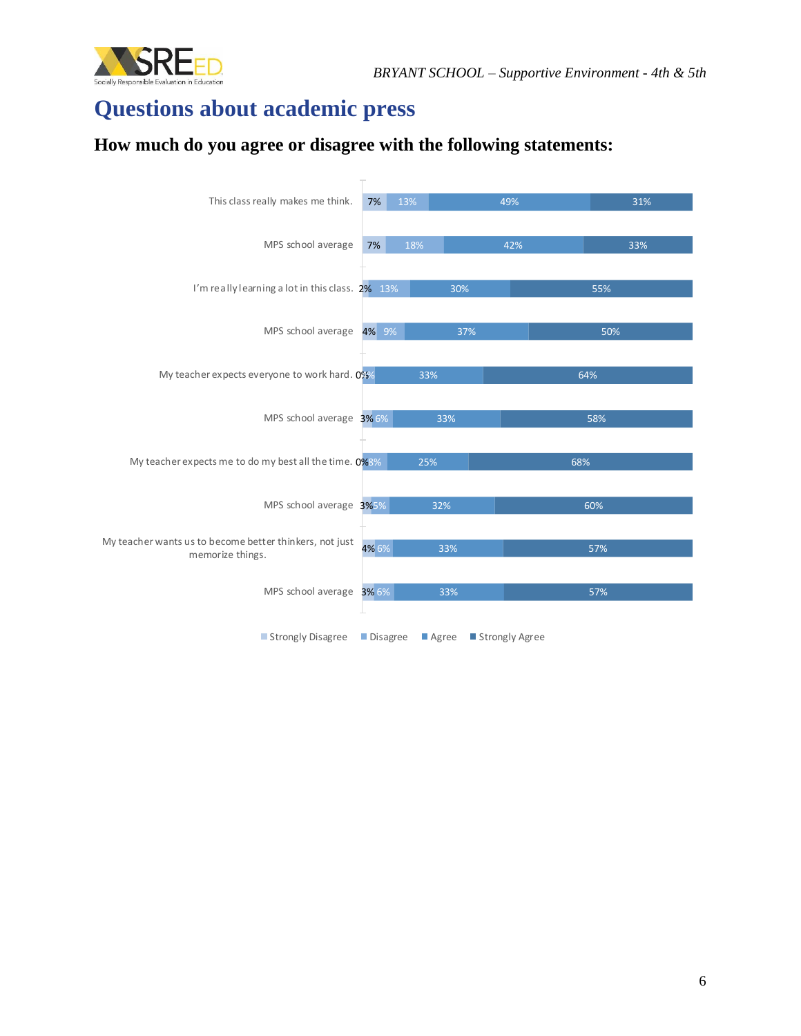# Questions about academic press

## How much do you agree or disagree with the following statements:

| Statement | Strongly Disagree | Disagree | Agree | Strongly Agree |
|---|---|---|---|---|
| This class really makes me think. | 7% | 13% | 49% | 31% |
| MPS school average | 7% | 18% | 42% | 33% |
| I'm really learning a lot in this class. | 2% | 13% | 30% | 55% |
| MPS school average | 4% | 9% | 37% | 50% |
| My teacher expects everyone to work hard. | 0% | 4% | 33% | 64% |
| MPS school average | 3% | 6% | 33% | 58% |
| My teacher expects me to do my best all the time. | 0% | 8% | 25% | 68% |
| MPS school average | 3% | 5% | 32% | 60% |
| My teacher wants us to become better thinkers, not just memorize things. | 4% | 6% | 33% | 57% |
| MPS school average | 3% | 6% | 33% | 57% |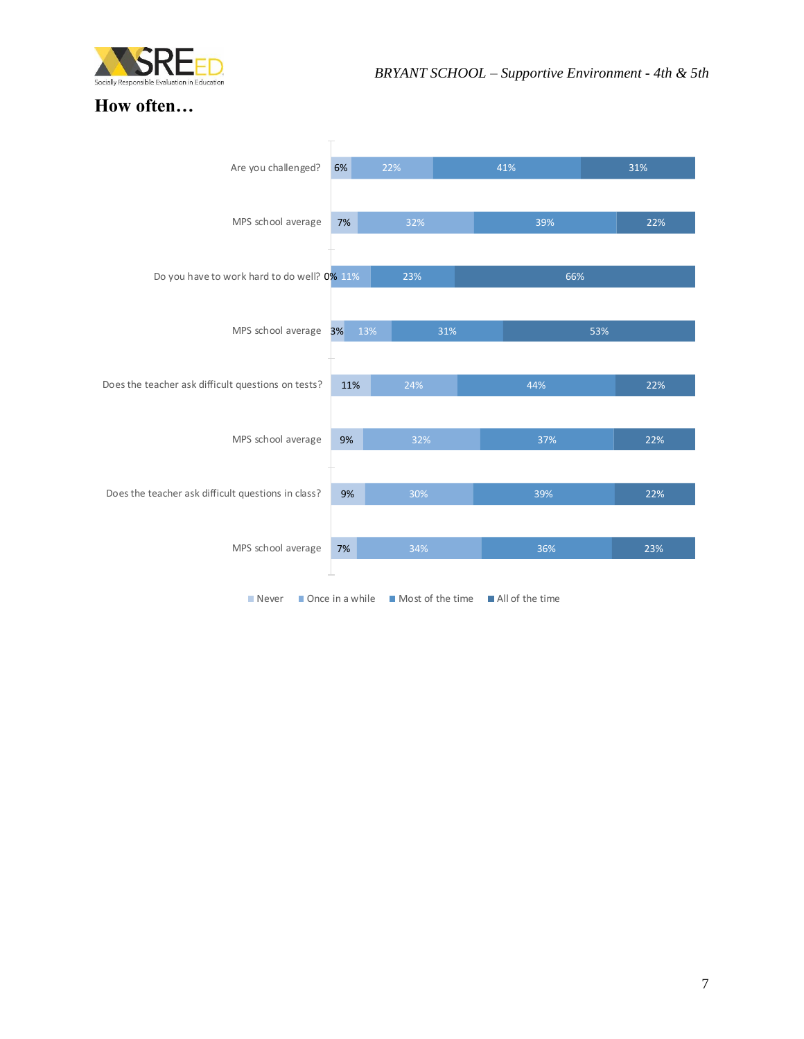## How often…

| | Never | Once in a while | Most of the time | All of the time |
|---|---|---|---|---|
| Are you challenged? | 6% | 22% | 41% | 31% |
| MPS school average | 7% | 32% | 39% | 22% |
| Do you have to work hard to do well? | 0% | 11% | 23% | 66% |
| MPS school average | 3% | 13% | 31% | 53% |
| Does the teacher ask difficult questions on tests? | 11% | 24% | 44% | 22% |
| MPS school average | 9% | 32% | 37% | 22% |
| Does the teacher ask difficult questions in class? | 9% | 30% | 39% | 22% |
| MPS school average | 7% | 34% | 36% | 23% |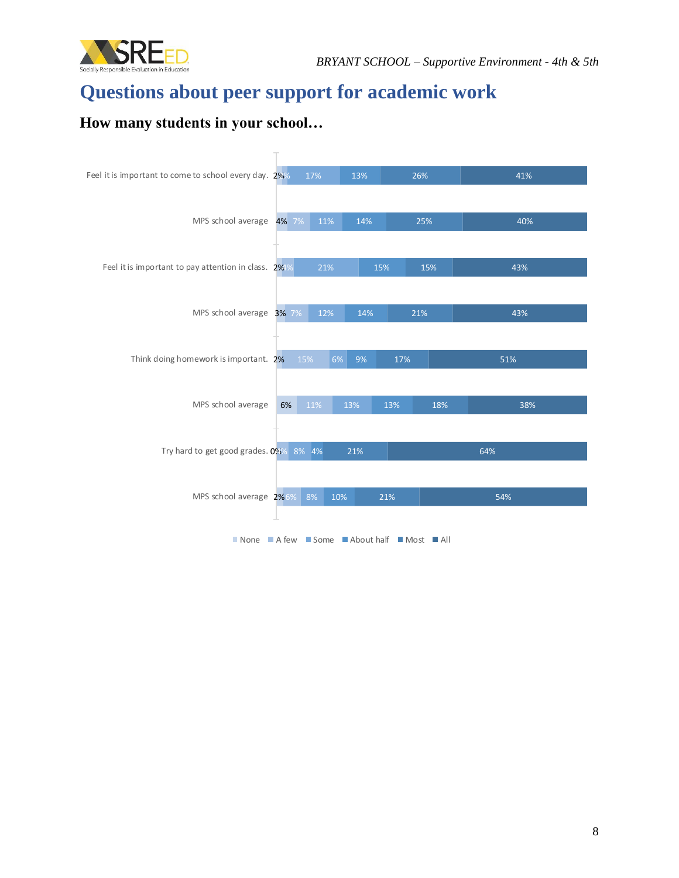# Questions about peer support for academic work

## How many students in your school…

Feel it is important to come to school every day. 2% 17% 13% 26% 41%

MPS school average 4% 7% 11% 14% 25% 40%

Feel it is important to pay attention in class. 2% 21% 15% 15% 43%

MPS school average 3% 7% 12% 14% 21% 43%

Think doing homework is important. 2% 15% 6% 9% 17% 51%

MPS school average 6% 11% 13% 13% 18% 38%

Try hard to get good grades. 0% 8% 4% 21% 64%

MPS school average 2% 6% 8% 10% 21% 54%

None A few Some About half Most All